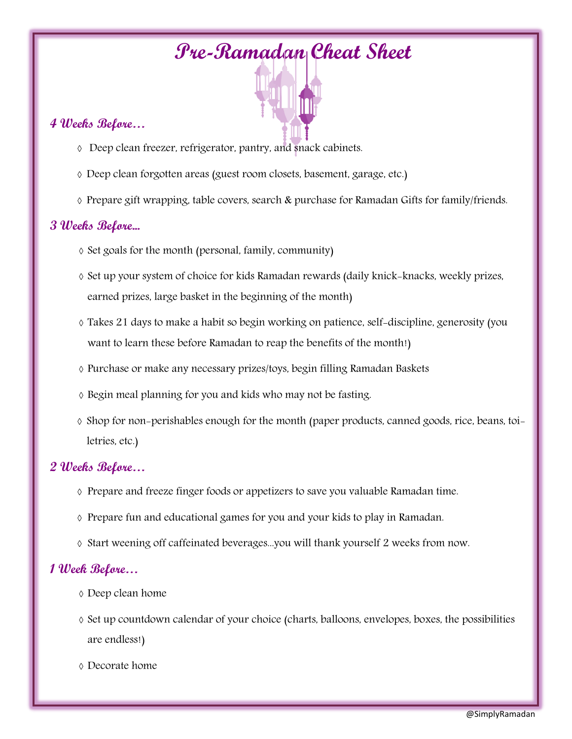# Pre-Ramadan Cheat Sheet

## 4 Weeks Before…

- Deep clean freezer, refrigerator, pantry, and snack cabinets.
- Deep clean forgotten areas (guest room closets, basement, garage, etc.)
- Prepare gift wrapping, table covers, search & purchase for Ramadan Gifts for family/friends.

## 3 Weeks Before...

- Set goals for the month (personal, family, community)
- Set up your system of choice for kids Ramadan rewards (daily knick-knacks, weekly prizes, earned prizes, large basket in the beginning of the month)
- Takes 21 days to make a habit so begin working on patience, self-discipline, generosity (you want to learn these before Ramadan to reap the benefits of the month!)
- Purchase or make any necessary prizes/toys, begin filling Ramadan Baskets
- Begin meal planning for you and kids who may not be fasting.
- Shop for non-perishables enough for the month (paper products, canned goods, rice, beans, toiletries, etc.)

## 2 Weeks Before…

- Prepare and freeze finger foods or appetizers to save you valuable Ramadan time.
- Prepare fun and educational games for you and your kids to play in Ramadan.
- Start weening off caffeinated beverages...you will thank yourself 2 weeks from now.

## 1 Week Before…

- Deep clean home
- Set up countdown calendar of your choice (charts, balloons, envelopes, boxes, the possibilities are endless!)
- Decorate home

@SimplyRamadan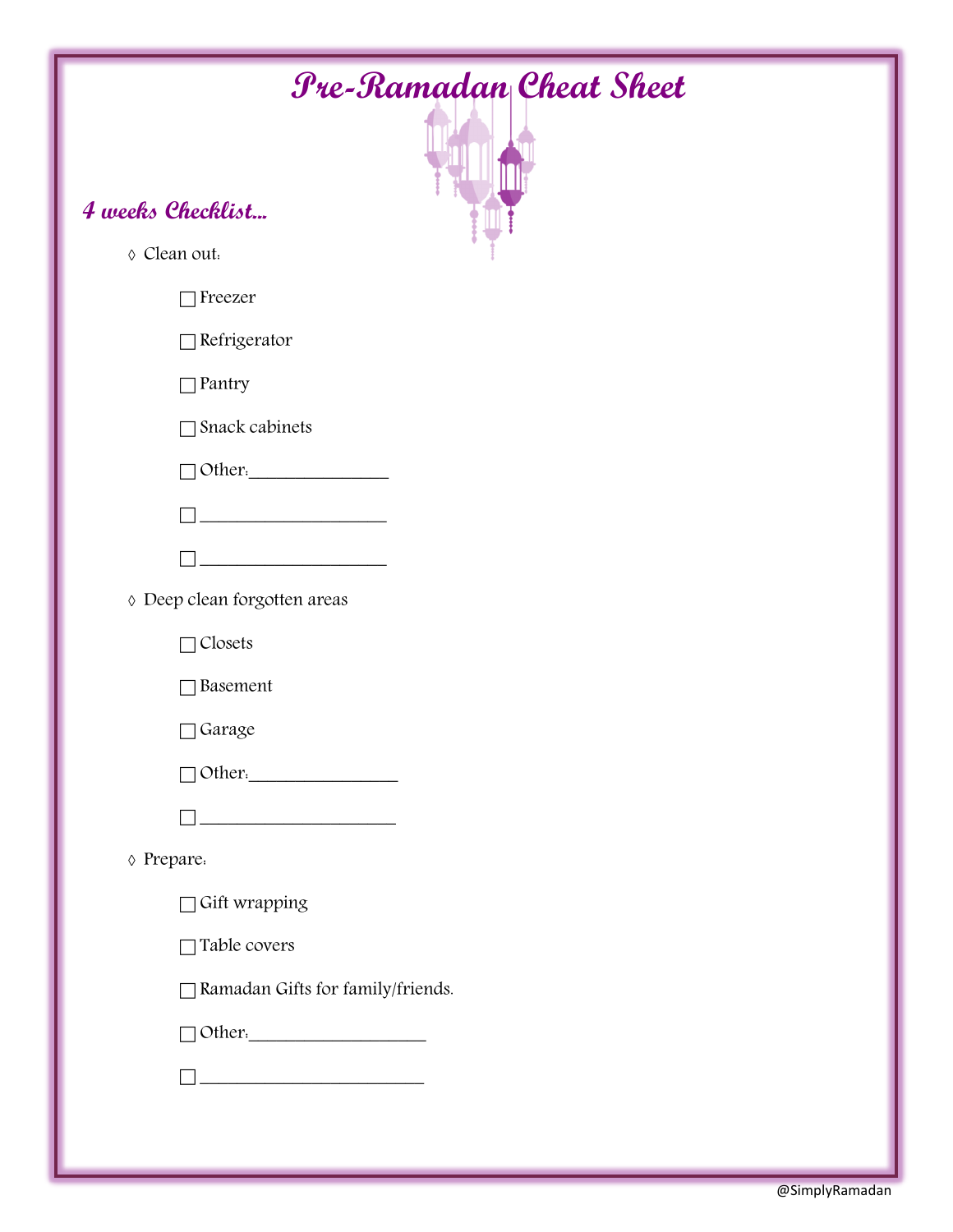# Pre-Ramadan Cheat Sheet

## 4 weeks Checklist...

◊ Clean out:

- ☐ Freezer
- ☐ Refrigerator
- ☐ Pantry
- ☐ Snack cabinets
- ☐ Other:________________
- ☐ ______________________
- ☐ ______________________

◊ Deep clean forgotten areas

- ☐ Closets
- ☐ Basement
- ☐ Garage
- ☐ Other:_________________
- ☐ _______________________

◊ Prepare:

- ☐ Gift wrapping
- ☐ Table covers
- ☐ Ramadan Gifts for family/friends.
- ☐ Other:____________________
- ☐ ___________________________

@SimplyRamadan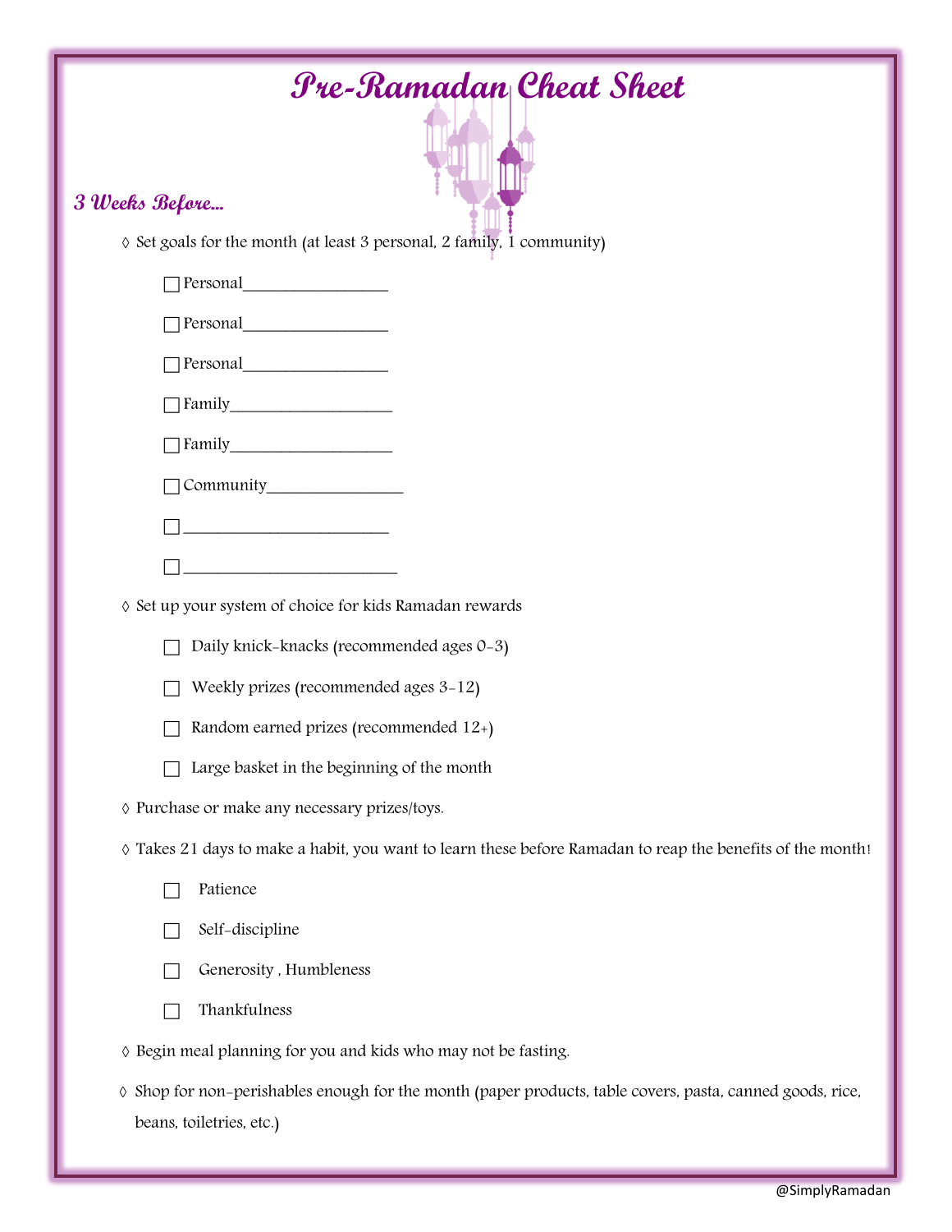# Pre-Ramadan Cheat Sheet

## 3 Weeks Before...

◊ Set goals for the month (at least 3 personal, 2 family, 1 community)

- ☐ Personal__________________
- ☐ Personal__________________
- ☐ Personal__________________
- ☐ Family____________________
- ☐ Family____________________
- ☐ Community_________________
- ☐ __________________________
- ☐ __________________________

◊ Set up your system of choice for kids Ramadan rewards

- ☐ Daily knick-knacks (recommended ages 0-3)
- ☐ Weekly prizes (recommended ages 3-12)
- ☐ Random earned prizes (recommended 12+)
- ☐ Large basket in the beginning of the month

◊ Purchase or make any necessary prizes/toys.

◊ Takes 21 days to make a habit, you want to learn these before Ramadan to reap the benefits of the month!

- ☐ Patience
- ☐ Self-discipline
- ☐ Generosity , Humbleness
- ☐ Thankfulness

◊ Begin meal planning for you and kids who may not be fasting.

◊ Shop for non-perishables enough for the month (paper products, table covers, pasta, canned goods, rice, beans, toiletries, etc.)

@SimplyRamadan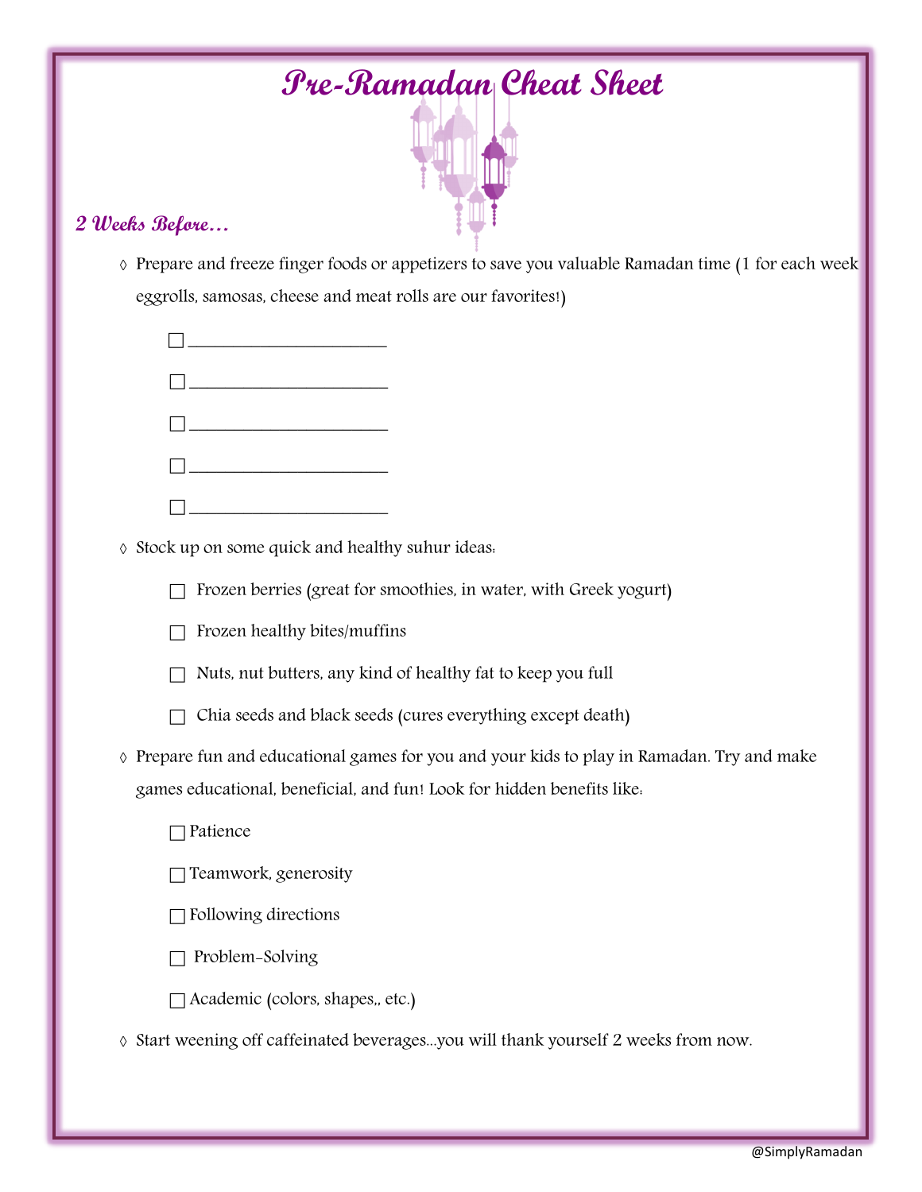# Pre-Ramadan Cheat Sheet

## 2 Weeks Before…

- Prepare and freeze finger foods or appetizers to save you valuable Ramadan time (1 for each week eggrolls, samosas, cheese and meat rolls are our favorites!)
  - ☐ ________________________
  - ☐ ________________________
  - ☐ ________________________
  - ☐ ________________________
  - ☐ ________________________
- Stock up on some quick and healthy suhur ideas:
  - ☐ Frozen berries (great for smoothies, in water, with Greek yogurt)
  - ☐ Frozen healthy bites/muffins
  - ☐ Nuts, nut butters, any kind of healthy fat to keep you full
  - ☐ Chia seeds and black seeds (cures everything except death)
- Prepare fun and educational games for you and your kids to play in Ramadan. Try and make games educational, beneficial, and fun! Look for hidden benefits like:
  - ☐ Patience
  - ☐ Teamwork, generosity
  - ☐ Following directions
  - ☐ Problem-Solving
  - ☐ Academic (colors, shapes,, etc.)
- Start weening off caffeinated beverages…you will thank yourself 2 weeks from now.

@SimplyRamadan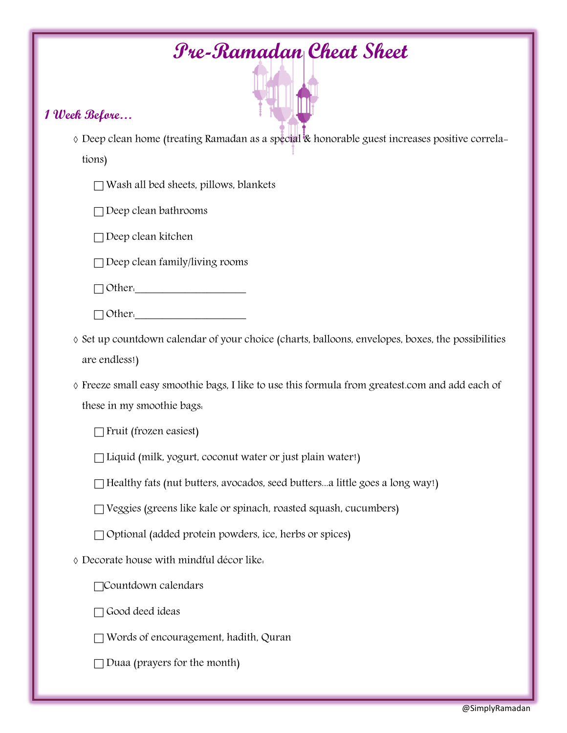# Pre-Ramadan Cheat Sheet

## 1 Week Before...

◊ Deep clean home (treating Ramadan as a special & honorable guest increases positive correlations)

- ☐ Wash all bed sheets, pillows, blankets
- ☐ Deep clean bathrooms
- ☐ Deep clean kitchen
- ☐ Deep clean family/living rooms
- ☐ Other:____________________
- ☐ Other:____________________

◊ Set up countdown calendar of your choice (charts, balloons, envelopes, boxes, the possibilities are endless!)

◊ Freeze small easy smoothie bags, I like to use this formula from greatest.com and add each of these in my smoothie bags:

- ☐ Fruit (frozen easiest)
- ☐ Liquid (milk, yogurt, coconut water or just plain water!)
- ☐ Healthy fats (nut butters, avocados, seed butters...a little goes a long way!)
- ☐ Veggies (greens like kale or spinach, roasted squash, cucumbers)
- ☐ Optional (added protein powders, ice, herbs or spices)

◊ Decorate house with mindful décor like:

- ☐ Countdown calendars
- ☐ Good deed ideas
- ☐ Words of encouragement, hadith, Quran
- ☐ Duaa (prayers for the month)

@SimplyRamadan